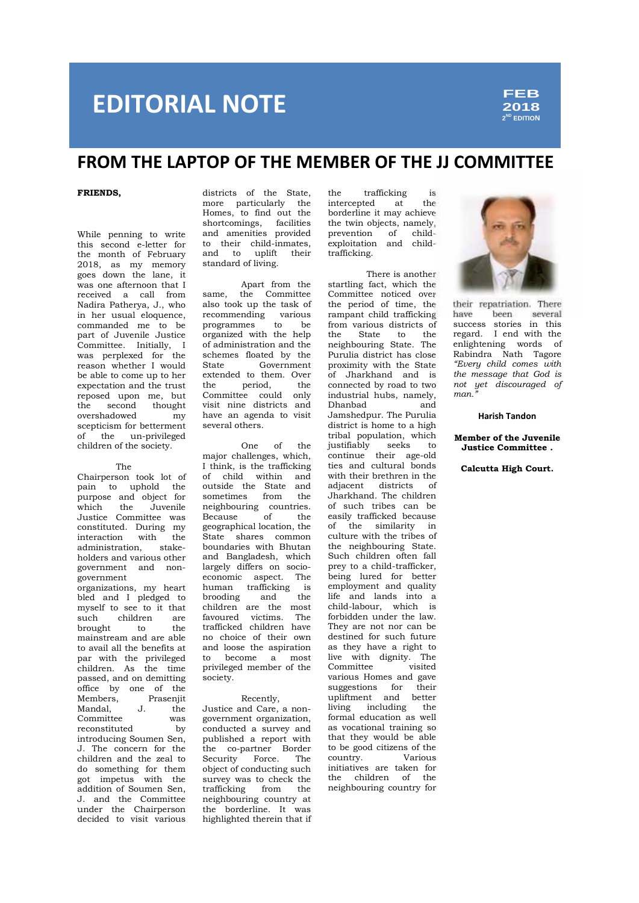# EDITORIAL NOTE

**FEB 2018**
**2ND EDITION**

## FROM THE LAPTOP OF THE MEMBER OF THE JJ COMMITTEE

**FRIENDS,**

While penning to write this second e-letter for the month of February 2018, as my memory goes down the lane, it was one afternoon that I received a call from Nadira Patherya, J., who in her usual eloquence, commanded me to be part of Juvenile Justice Committee. Initially, I was perplexed for the reason whether I would be able to come up to her expectation and the trust reposed upon me, but the second thought overshadowed my scepticism for betterment of the un-privileged children of the society.

The Chairperson took lot of pain to uphold the purpose and object for which the Juvenile Justice Committee was constituted. During my interaction with the administration, stake-holders and various other government and non-government organizations, my heart bled and I pledged to myself to see to it that such children are brought to the mainstream and are able to avail all the benefits at par with the privileged children. As the time passed, and on demitting office by one of the Members, Prasenjit Mandal, J. the Committee was reconstituted by introducing Soumen Sen, J. The concern for the children and the zeal to do something for them got impetus with the addition of Soumen Sen, J. and the Committee under the Chairperson decided to visit various districts of the State, more particularly the Homes, to find out the shortcomings, facilities and amenities provided to their child-inmates, and to uplift their standard of living.

Apart from the same, the Committee also took up the task of recommending various programmes to be organized with the help of administration and the schemes floated by the State Government extended to them. Over the period, the Committee could only visit nine districts and have an agenda to visit several others.

One of the major challenges, which, I think, is the trafficking of child within and outside the State and sometimes from the neighbouring countries. Because of the geographical location, the State shares common boundaries with Bhutan and Bangladesh, which largely differs on socio-economic aspect. The human trafficking is brooding and the children are the most favoured victims. The trafficked children have no choice of their own and loose the aspiration to become a most privileged member of the society.

Recently, Justice and Care, a non-government organization, conducted a survey and published a report with the co-partner Border Security Force. The object of conducting such survey was to check the trafficking from the neighbouring country at the borderline. It was highlighted therein that if the trafficking is intercepted at the borderline it may achieve the twin objects, namely, prevention of child-exploitation and child-trafficking.

There is another startling fact, which the Committee noticed over the period of time, the rampant child trafficking from various districts of the State to the neighbouring State. The Purulia district has close proximity with the State of Jharkhand and is connected by road to two industrial hubs, namely, Dhanbad and Jamshedpur. The Purulia district is home to a high tribal population, which justifiably seeks to continue their age-old ties and cultural bonds with their brethren in the adjacent districts of Jharkhand. The children of such tribes can be easily trafficked because of the similarity in culture with the tribes of the neighbouring State. Such children often fall prey to a child-trafficker, being lured for better employment and quality life and lands into a child-labour, which is forbidden under the law. They are not nor can be destined for such future as they have a right to live with dignity. The Committee visited various Homes and gave suggestions for their upliftment and better living including the formal education as well as vocational training so that they would be able to be good citizens of the country. Various initiatives are taken for the children of the neighbouring country for their repatriation. There have been several success stories in this regard. I end with the enlightening words of Rabindra Nath Tagore *"Every child comes with the message that God is not yet discouraged of man."*

**Harish Tandon**

**Member of the Juvenile Justice Committee .**

**Calcutta High Court.**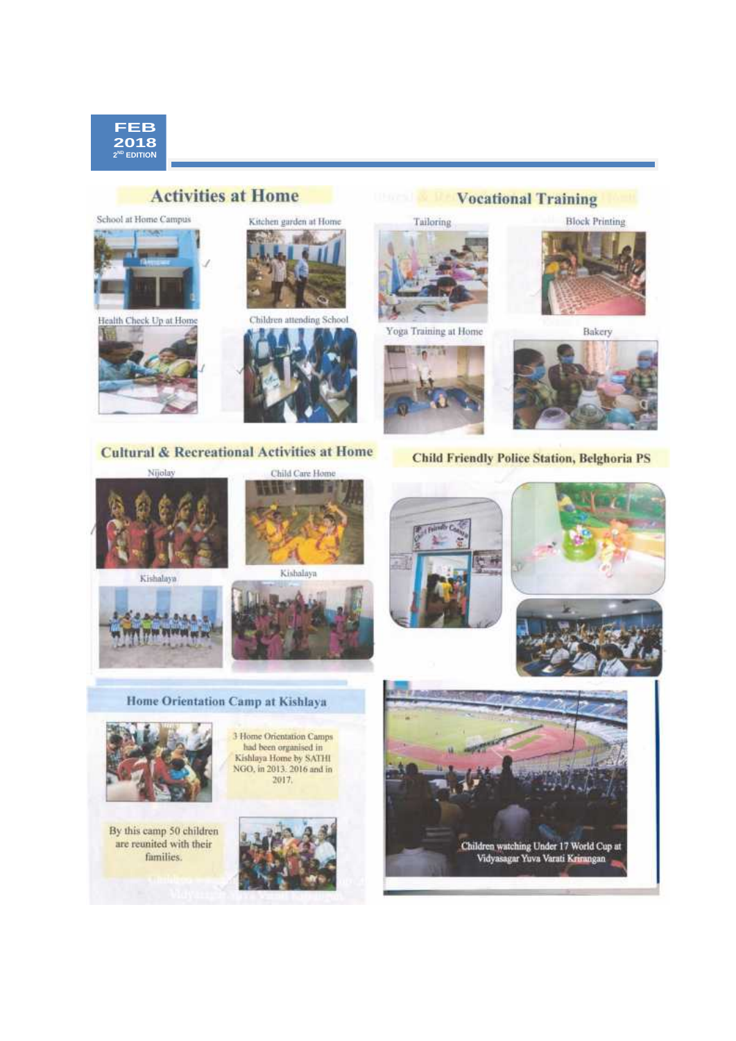## Activities at Home

School at Home Campus

Kitchen garden at Home

Health Check Up at Home

Children attending School

## Vocational Training

Tailoring

Block Printing

Yoga Training at Home

Bakery

## Cultural & Recreational Activities at Home

Nijolay

Child Care Home

Kishalaya

Kishalaya

## Child Friendly Police Station, Belghoria PS

## Home Orientation Camp at Kishlaya

3 Home Orientation Camps had been organised in Kishlaya Home by SATHI NGO, in 2013, 2016 and in 2017.

By this camp 50 children are reunited with their families.

Children watching Under 17 World Cup at Vidyasagar Yuva Varati Krirangan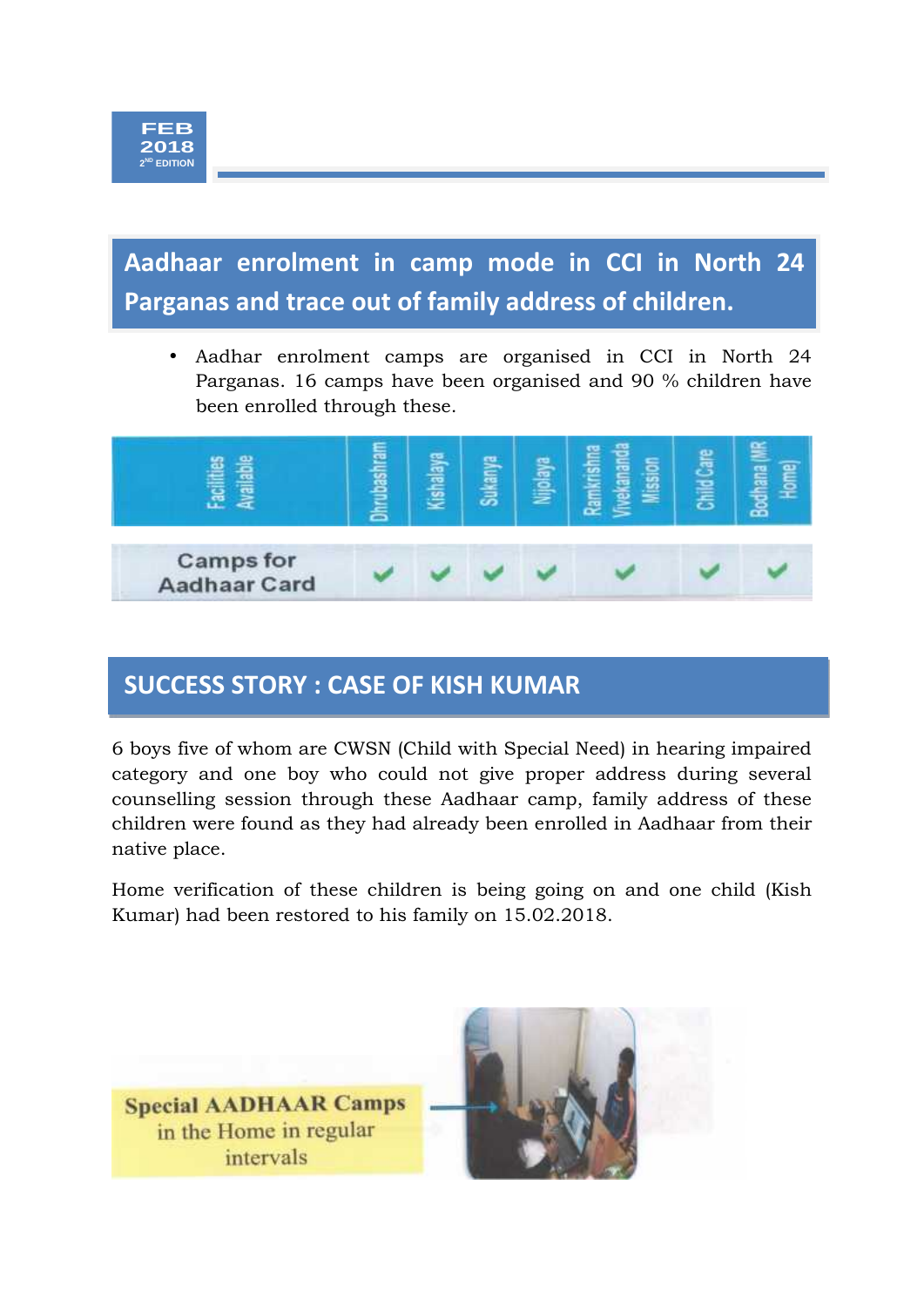## Aadhaar enrolment in camp mode in CCI in North 24 Parganas and trace out of family address of children.

- Aadhar enrolment camps are organised in CCI in North 24 Parganas. 16 camps have been organised and 90 % children have been enrolled through these.

| Facilities Available | Dhrubashram | Kishalaya | Sukanya | Nijolaya | Ramkrishna Vivekananda Mission | Child Care | Bodhana (MR Home) |
|---|---|---|---|---|---|---|---|
| Camps for Aadhaar Card | ✔ | ✔ | ✔ | ✔ | ✔ | ✔ | ✔ |

## SUCCESS STORY : CASE OF KISH KUMAR

6 boys five of whom are CWSN (Child with Special Need) in hearing impaired category and one boy who could not give proper address during several counselling session through these Aadhaar camp, family address of these children were found as they had already been enrolled in Aadhaar from their native place.

Home verification of these children is being going on and one child (Kish Kumar) had been restored to his family on 15.02.2018.

Special AADHAAR Camps in the Home in regular intervals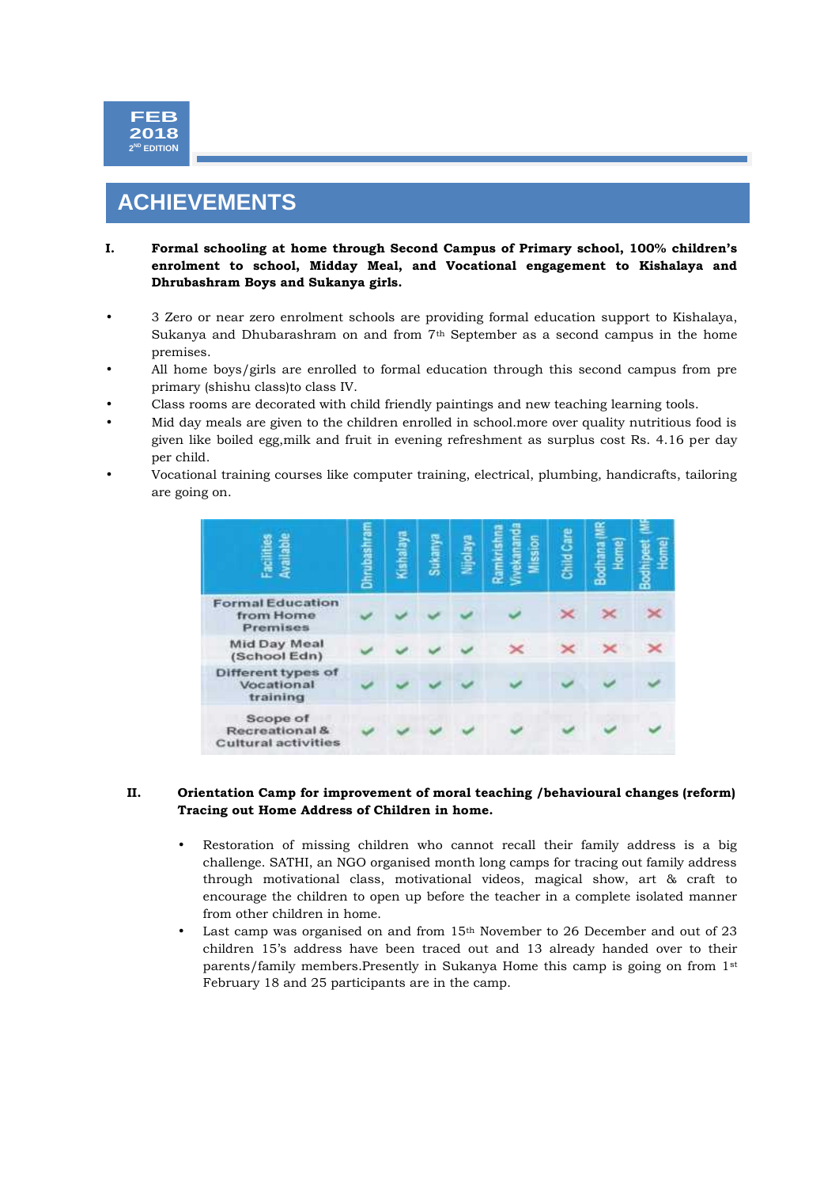FEB 2018 2ND EDITION

## ACHIEVEMENTS

**I. Formal schooling at home through Second Campus of Primary school, 100% children's enrolment to school, Midday Meal, and Vocational engagement to Kishalaya and Dhrubashram Boys and Sukanya girls.**

- 3 Zero or near zero enrolment schools are providing formal education support to Kishalaya, Sukanya and Dhubarashram on and from 7th September as a second campus in the home premises.
- All home boys/girls are enrolled to formal education through this second campus from pre primary (shishu class)to class IV.
- Class rooms are decorated with child friendly paintings and new teaching learning tools.
- Mid day meals are given to the children enrolled in school.more over quality nutritious food is given like boiled egg,milk and fruit in evening refreshment as surplus cost Rs. 4.16 per day per child.
- Vocational training courses like computer training, electrical, plumbing, handicrafts, tailoring are going on.

| Facilities Available | Dhrubashram | Kishalaya | Sukanya | Nijolaya | Ramkrishna Vivekananda Mission | Child Care | Bodhana (MR Home) | Bodhipeet (MR Home) |
|---|---|---|---|---|---|---|---|---|
| Formal Education from Home Premises | ✔ | ✔ | ✔ | ✔ | ✔ | ✘ | ✘ | ✘ |
| Mid Day Meal (School Edn) | ✔ | ✔ | ✔ | ✔ | ✘ | ✘ | ✘ | ✘ |
| Different types of Vocational training | ✔ | ✔ | ✔ | ✔ | ✔ | ✔ | ✔ | ✔ |
| Scope of Recreational & Cultural activities | ✔ | ✔ | ✔ | ✔ | ✔ | ✔ | ✔ | ✔ |

**II. Orientation Camp for improvement of moral teaching /behavioural changes (reform) Tracing out Home Address of Children in home.**

- Restoration of missing children who cannot recall their family address is a big challenge. SATHI, an NGO organised month long camps for tracing out family address through motivational class, motivational videos, magical show, art & craft to encourage the children to open up before the teacher in a complete isolated manner from other children in home.
- Last camp was organised on and from 15th November to 26 December and out of 23 children 15's address have been traced out and 13 already handed over to their parents/family members.Presently in Sukanya Home this camp is going on from 1st February 18 and 25 participants are in the camp.